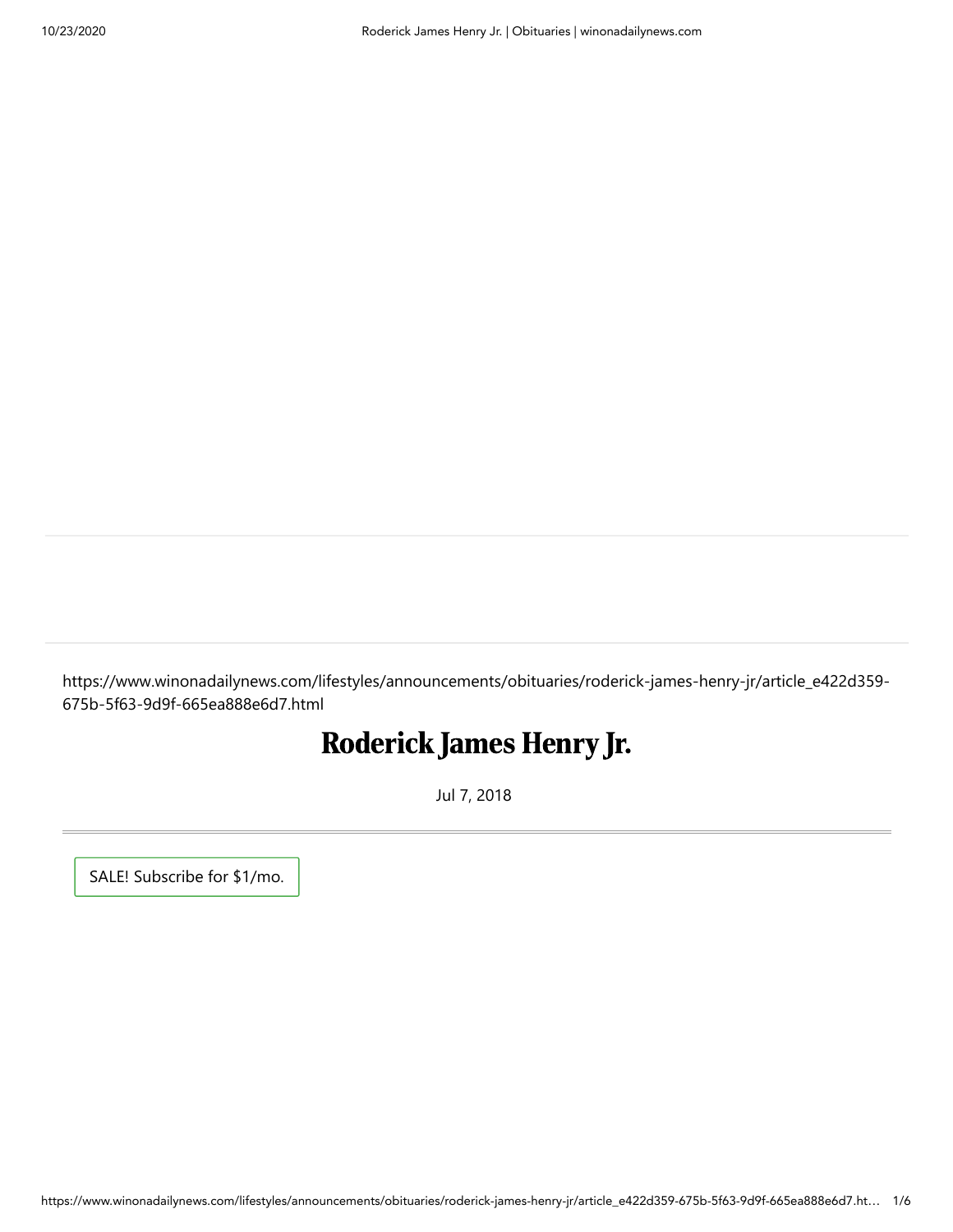https://www.winonadailynews.com/lifestyles/announcements/obituaries/roderick-james-henry-jr/article_e422d359-675b-5f63-9d9f-665ea888e6d7.html

# Roderick James Henry Jr.

Jul 7, 2018

SALE! Subscribe for $1/mo.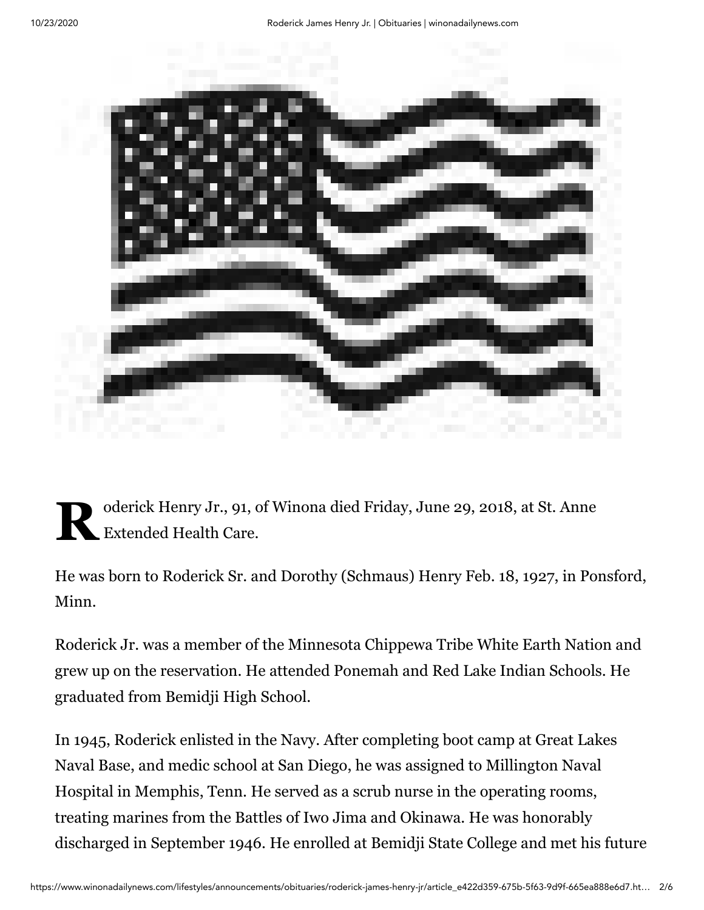Roderick Henry Jr., 91, of Winona died Friday, June 29, 2018, at St. Anne Extended Health Care.

He was born to Roderick Sr. and Dorothy (Schmaus) Henry Feb. 18, 1927, in Ponsford, Minn.

Roderick Jr. was a member of the Minnesota Chippewa Tribe White Earth Nation and grew up on the reservation. He attended Ponemah and Red Lake Indian Schools. He graduated from Bemidji High School.

In 1945, Roderick enlisted in the Navy. After completing boot camp at Great Lakes Naval Base, and medic school at San Diego, he was assigned to Millington Naval Hospital in Memphis, Tenn. He served as a scrub nurse in the operating rooms, treating marines from the Battles of Iwo Jima and Okinawa. He was honorably discharged in September 1946. He enrolled at Bemidji State College and met his future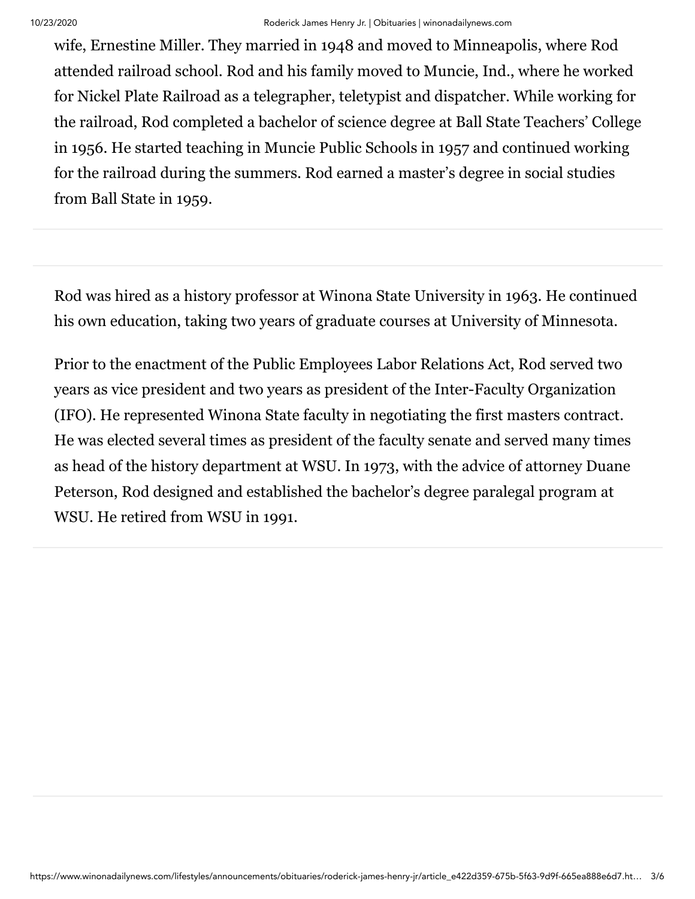wife, Ernestine Miller. They married in 1948 and moved to Minneapolis, where Rod attended railroad school. Rod and his family moved to Muncie, Ind., where he worked for Nickel Plate Railroad as a telegrapher, teletypist and dispatcher. While working for the railroad, Rod completed a bachelor of science degree at Ball State Teachers' College in 1956. He started teaching in Muncie Public Schools in 1957 and continued working for the railroad during the summers. Rod earned a master's degree in social studies from Ball State in 1959.

Rod was hired as a history professor at Winona State University in 1963. He continued his own education, taking two years of graduate courses at University of Minnesota.

Prior to the enactment of the Public Employees Labor Relations Act, Rod served two years as vice president and two years as president of the Inter-Faculty Organization (IFO). He represented Winona State faculty in negotiating the first masters contract. He was elected several times as president of the faculty senate and served many times as head of the history department at WSU. In 1973, with the advice of attorney Duane Peterson, Rod designed and established the bachelor's degree paralegal program at WSU. He retired from WSU in 1991.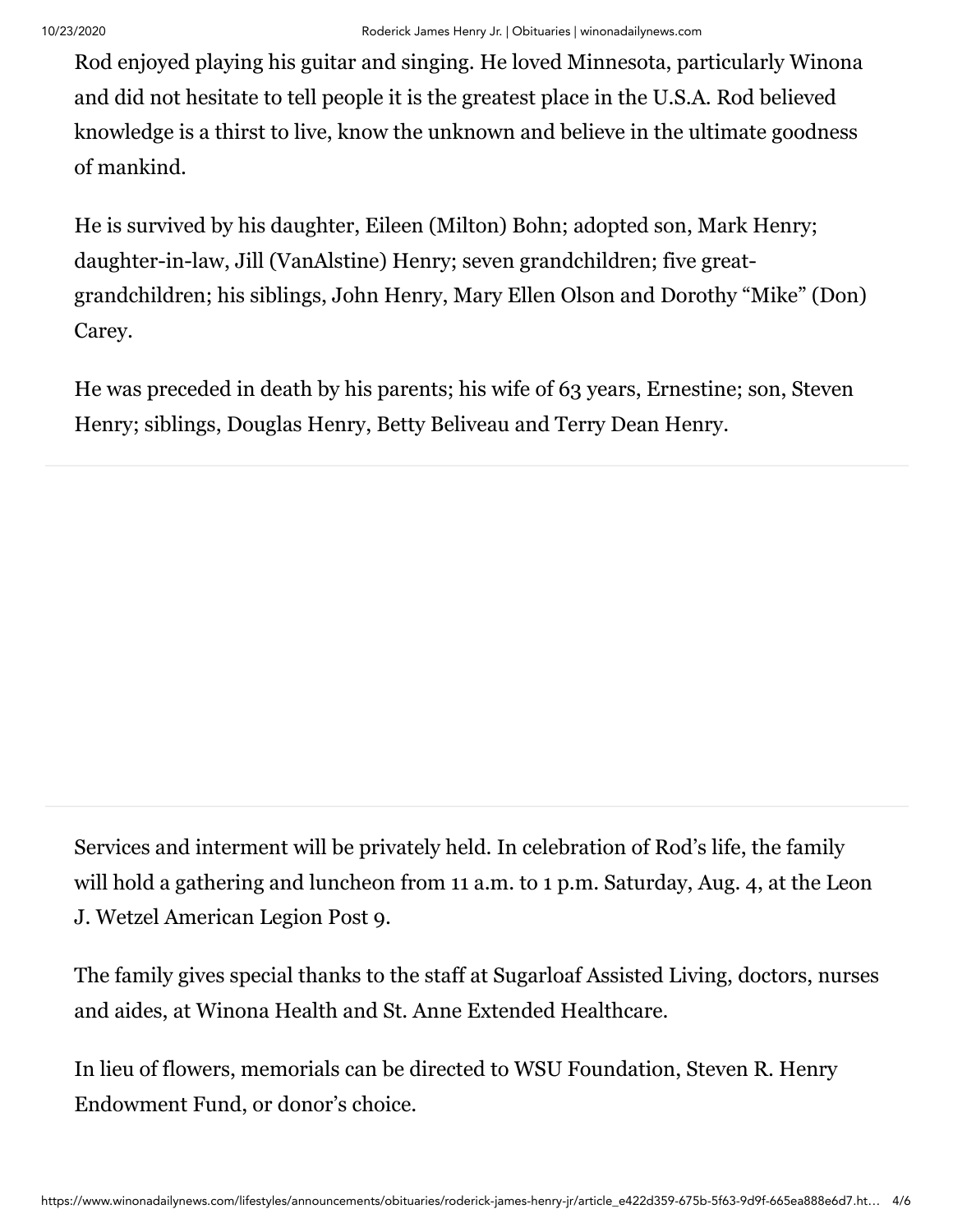Rod enjoyed playing his guitar and singing. He loved Minnesota, particularly Winona and did not hesitate to tell people it is the greatest place in the U.S.A. Rod believed knowledge is a thirst to live, know the unknown and believe in the ultimate goodness of mankind.

He is survived by his daughter, Eileen (Milton) Bohn; adopted son, Mark Henry; daughter-in-law, Jill (VanAlstine) Henry; seven grandchildren; five great-grandchildren; his siblings, John Henry, Mary Ellen Olson and Dorothy "Mike" (Don) Carey.

He was preceded in death by his parents; his wife of 63 years, Ernestine; son, Steven Henry; siblings, Douglas Henry, Betty Beliveau and Terry Dean Henry.

Services and interment will be privately held. In celebration of Rod's life, the family will hold a gathering and luncheon from 11 a.m. to 1 p.m. Saturday, Aug. 4, at the Leon J. Wetzel American Legion Post 9.

The family gives special thanks to the staff at Sugarloaf Assisted Living, doctors, nurses and aides, at Winona Health and St. Anne Extended Healthcare.

In lieu of flowers, memorials can be directed to WSU Foundation, Steven R. Henry Endowment Fund, or donor's choice.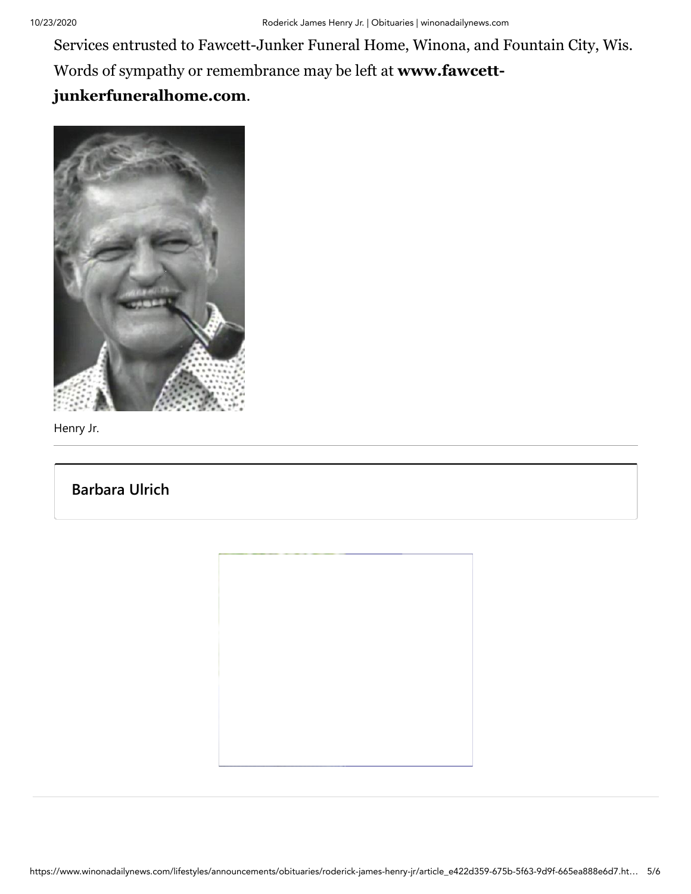Services entrusted to Fawcett-Junker Funeral Home, Winona, and Fountain City, Wis. Words of sympathy or remembrance may be left at **www.fawcett-junkerfuneralhome.com**.

Henry Jr.

**Barbara Ulrich**